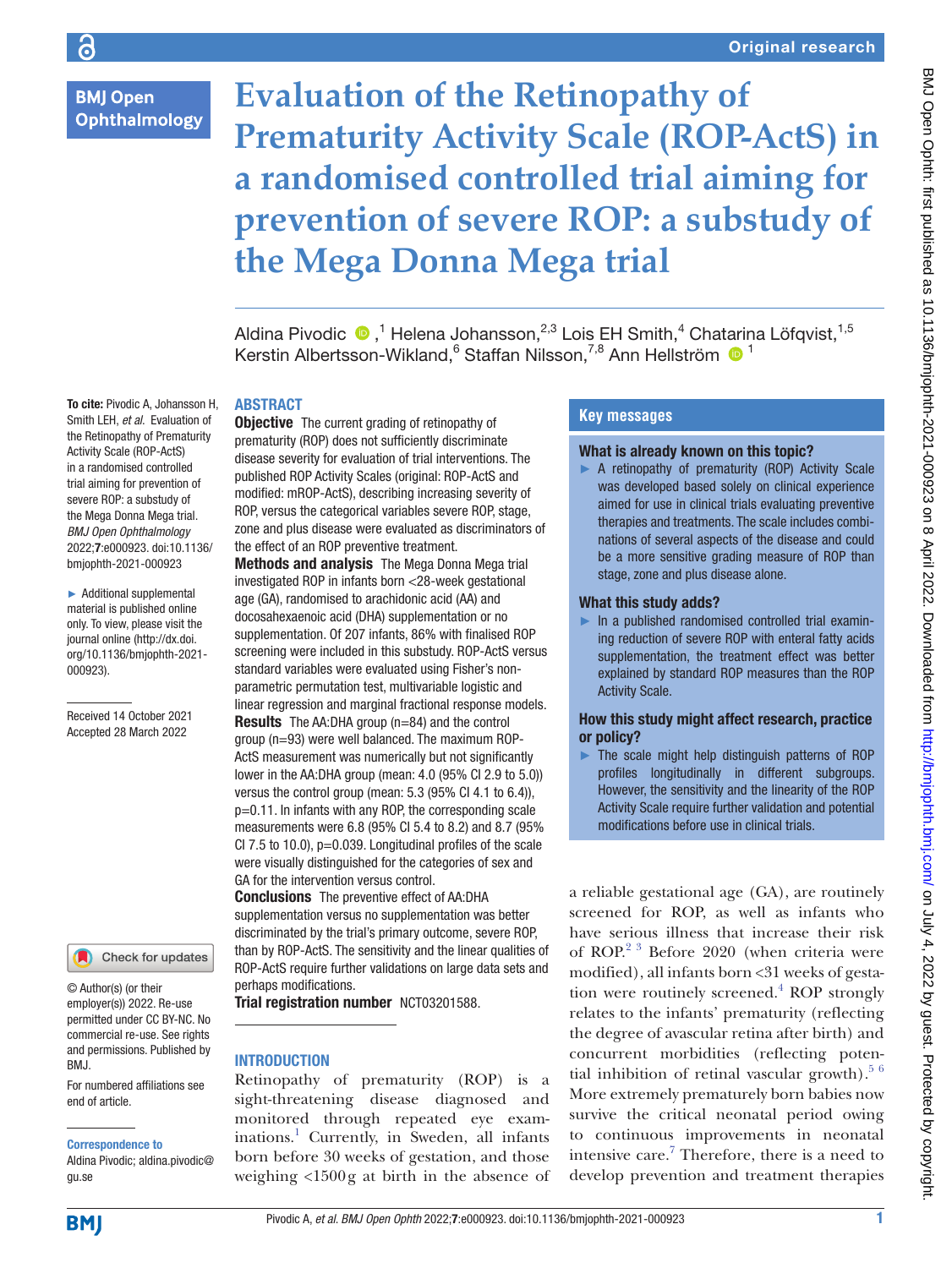Original research

# Evaluation of the Retinopathy of Prematurity Activity Scale (ROP-ActS) in a randomised controlled trial aiming for prevention of severe ROP: a substudy of the Mega Donna Mega trial

Aldina Pivodic ,[1] Helena Johansson,[2,3] Lois EH Smith,[4] Chatarina Löfqvist,[1,5] Kerstin Albertsson-Wikland,[6] Staffan Nilsson,[7,8] Ann Hellström [1]

To cite: Pivodic A, Johansson H, Smith LEH, *et al*. Evaluation of the Retinopathy of Prematurity Activity Scale (ROP-ActS) in a randomised controlled trial aiming for prevention of severe ROP: a substudy of the Mega Donna Mega trial. *BMJ Open Ophthalmology* 2022;**7**:e000923. doi:10.1136/bmjophth-2021-000923

► Additional supplemental material is published online only. To view, please visit the journal online (http://dx.doi.org/10.1136/bmjophth-2021-000923).

Received 14 October 2021
Accepted 28 March 2022

© Author(s) (or their employer(s)) 2022. Re-use permitted under CC BY-NC. No commercial re-use. See rights and permissions. Published by BMJ.

For numbered affiliations see end of article.

**Correspondence to**
Aldina Pivodic; aldina.pivodic@gu.se

## ABSTRACT

**Objective** The current grading of retinopathy of prematurity (ROP) does not sufficiently discriminate disease severity for evaluation of trial interventions. The published ROP Activity Scales (original: ROP-ActS and modified: mROP-ActS), describing increasing severity of ROP, versus the categorical variables severe ROP, stage, zone and plus disease were evaluated as discriminators of the effect of an ROP preventive treatment.

**Methods and analysis** The Mega Donna Mega trial investigated ROP in infants born <28-week gestational age (GA), randomised to arachidonic acid (AA) and docosahexaenoic acid (DHA) supplementation or no supplementation. Of 207 infants, 86% with finalised ROP screening were included in this substudy. ROP-ActS versus standard variables were evaluated using Fisher's non-parametric permutation test, multivariable logistic and linear regression and marginal fractional response models.

**Results** The AA:DHA group (n=84) and the control group (n=93) were well balanced. The maximum ROP-ActS measurement was numerically but not significantly lower in the AA:DHA group (mean: 4.0 (95% CI 2.9 to 5.0)) versus the control group (mean: 5.3 (95% CI 4.1 to 6.4)), p=0.11. In infants with any ROP, the corresponding scale measurements were 6.8 (95% CI 5.4 to 8.2) and 8.7 (95% CI 7.5 to 10.0), p=0.039. Longitudinal profiles of the scale were visually distinguished for the categories of sex and GA for the intervention versus control.

**Conclusions** The preventive effect of AA:DHA supplementation versus no supplementation was better discriminated by the trial's primary outcome, severe ROP, than by ROP-ActS. The sensitivity and the linear qualities of ROP-ActS require further validations on large data sets and perhaps modifications.

**Trial registration number** NCT03201588.

## Key messages

### What is already known on this topic?

► A retinopathy of prematurity (ROP) Activity Scale was developed based solely on clinical experience aimed for use in clinical trials evaluating preventive therapies and treatments. The scale includes combinations of several aspects of the disease and could be a more sensitive grading measure of ROP than stage, zone and plus disease alone.

### What this study adds?

► In a published randomised controlled trial examining reduction of severe ROP with enteral fatty acids supplementation, the treatment effect was better explained by standard ROP measures than the ROP Activity Scale.

### How this study might affect research, practice or policy?

► The scale might help distinguish patterns of ROP profiles longitudinally in different subgroups. However, the sensitivity and the linearity of the ROP Activity Scale require further validation and potential modifications before use in clinical trials.

## INTRODUCTION

Retinopathy of prematurity (ROP) is a sight-threatening disease diagnosed and monitored through repeated eye examinations.[1] Currently, in Sweden, all infants born before 30 weeks of gestation, and those weighing <1500 g at birth in the absence of a reliable gestational age (GA), are routinely screened for ROP, as well as infants who have severe illness that increase their risk of ROP.[2,3] Before 2020 (when criteria were modified), all infants born <31 weeks of gestation were routinely screened.[4] ROP strongly relates to the infants' prematurity (reflecting the degree of avascular retina after birth) and concurrent morbidities (reflecting potential inhibition of retinal vascular growth).[5,6] More extremely prematurely born babies now survive the critical neonatal period owing to continuous improvements in neonatal intensive care.[7] Therefore, there is a need to develop prevention and treatment therapies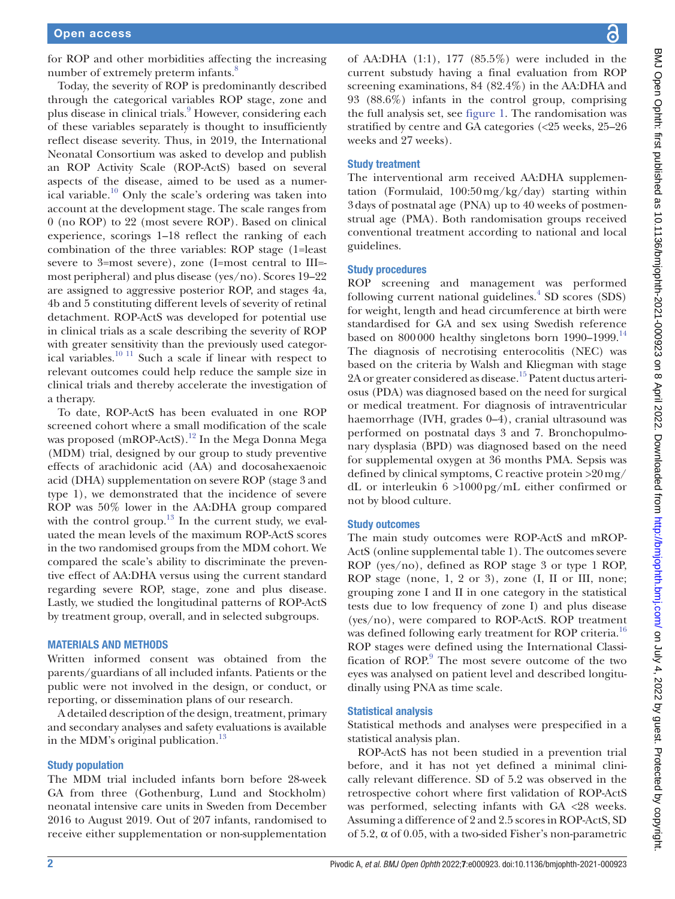for ROP and other morbidities affecting the increasing number of extremely preterm infants.[8]

Today, the severity of ROP is predominantly described through the categorical variables ROP stage, zone and plus disease in clinical trials.[9] However, considering each of these variables separately is thought to insufficiently reflect disease severity. Thus, in 2019, the International Neonatal Consortium was asked to develop and publish an ROP Activity Scale (ROP-ActS) based on several aspects of the disease, aimed to be used as a numerical variable.[10] Only the scale's ordering was taken into account at the development stage. The scale ranges from 0 (no ROP) to 22 (most severe ROP). Based on clinical experience, scorings 1–18 reflect the ranking of each combination of the three variables: ROP stage (1=least severe to 3=most severe), zone (I=most central to III=most peripheral) and plus disease (yes/no). Scores 19–22 are assigned to aggressive posterior ROP, and stages 4a, 4b and 5 constituting different levels of severity of retinal detachment. ROP-ActS was developed for potential use in clinical trials as a scale describing the severity of ROP with greater sensitivity than the previously used categorical variables.[10 11] Such a scale if linear with respect to relevant outcomes could help reduce the sample size in clinical trials and thereby accelerate the investigation of a therapy.

To date, ROP-ActS has been evaluated in one ROP screened cohort where a small modification of the scale was proposed (mROP-ActS).[12] In the Mega Donna Mega (MDM) trial, designed by our group to study preventive effects of arachidonic acid (AA) and docosahexaenoic acid (DHA) supplementation on severe ROP (stage 3 and type 1), we demonstrated that the incidence of severe ROP was 50% lower in the AA:DHA group compared with the control group.[13] In the current study, we evaluated the mean levels of the maximum ROP-ActS scores in the two randomised groups from the MDM cohort. We compared the scale's ability to discriminate the preventive effect of AA:DHA versus using the current standard regarding severe ROP, stage, zone and plus disease. Lastly, we studied the longitudinal patterns of ROP-ActS by treatment group, overall, and in selected subgroups.

## MATERIALS AND METHODS

Written informed consent was obtained from the parents/guardians of all included infants. Patients or the public were not involved in the design, or conduct, or reporting, or dissemination plans of our research.

A detailed description of the design, treatment, primary and secondary analyses and safety evaluations is available in the MDM's original publication.[13]

### Study population

The MDM trial included infants born before 28-week GA from three (Gothenburg, Lund and Stockholm) neonatal intensive care units in Sweden from December 2016 to August 2019. Out of 207 infants, randomised to receive either supplementation or non-supplementation of AA:DHA (1:1), 177 (85.5%) were included in the current substudy having a final evaluation from ROP screening examinations, 84 (82.4%) in the AA:DHA and 93 (88.6%) infants in the control group, comprising the full analysis set, see figure 1. The randomisation was stratified by centre and GA categories (<25 weeks, 25–26 weeks and 27 weeks).

### Study treatment

The interventional arm received AA:DHA supplementation (Formulaid, 100:50 mg/kg/day) starting within 3 days of postnatal age (PNA) up to 40 weeks of postmenstrual age (PMA). Both randomisation groups received conventional treatment according to national and local guidelines.

### Study procedures

ROP screening and management was performed following current national guidelines.[4] SD scores (SDS) for weight, length and head circumference at birth were standardised for GA and sex using Swedish reference based on 800 000 healthy singletons born 1990–1999.[14] The diagnosis of necrotising enterocolitis (NEC) was based on the criteria by Walsh and Kliegman with stage 2A or greater considered as disease.[15] Patent ductus arteriosus (PDA) was diagnosed based on the need for surgical or medical treatment. For diagnosis of intraventricular haemorrhage (IVH, grades 0–4), cranial ultrasound was performed on postnatal days 3 and 7. Bronchopulmonary dysplasia (BPD) was diagnosed based on the need for supplemental oxygen at 36 months PMA. Sepsis was defined by clinical symptoms, C reactive protein >20 mg/dL or interleukin 6 >1000 pg/mL either confirmed or not by blood culture.

### Study outcomes

The main study outcomes were ROP-ActS and mROP-ActS (online supplemental table 1). The outcomes severe ROP (yes/no), defined as ROP stage 3 or type 1 ROP, ROP stage (none, 1, 2 or 3), zone (I, II or III, none; grouping zone I and II in one category in the statistical tests due to low frequency of zone I) and plus disease (yes/no), were compared to ROP-ActS. ROP treatment was defined following early treatment for ROP criteria.[16] ROP stages were defined using the International Classification of ROP.[9] The most severe outcome of the two eyes was analysed on patient level and described longitudinally using PNA as time scale.

### Statistical analysis

Statistical methods and analyses were prespecified in a statistical analysis plan.

ROP-ActS has not been studied in a prevention trial before, and it has not yet defined a minimal clinically relevant difference. SD of 5.2 was observed in the retrospective cohort where first validation of ROP-ActS was performed, selecting infants with GA <28 weeks. Assuming a difference of 2 and 2.5 scores in ROP-ActS, SD of 5.2, α of 0.05, with a two-sided Fisher's non-parametric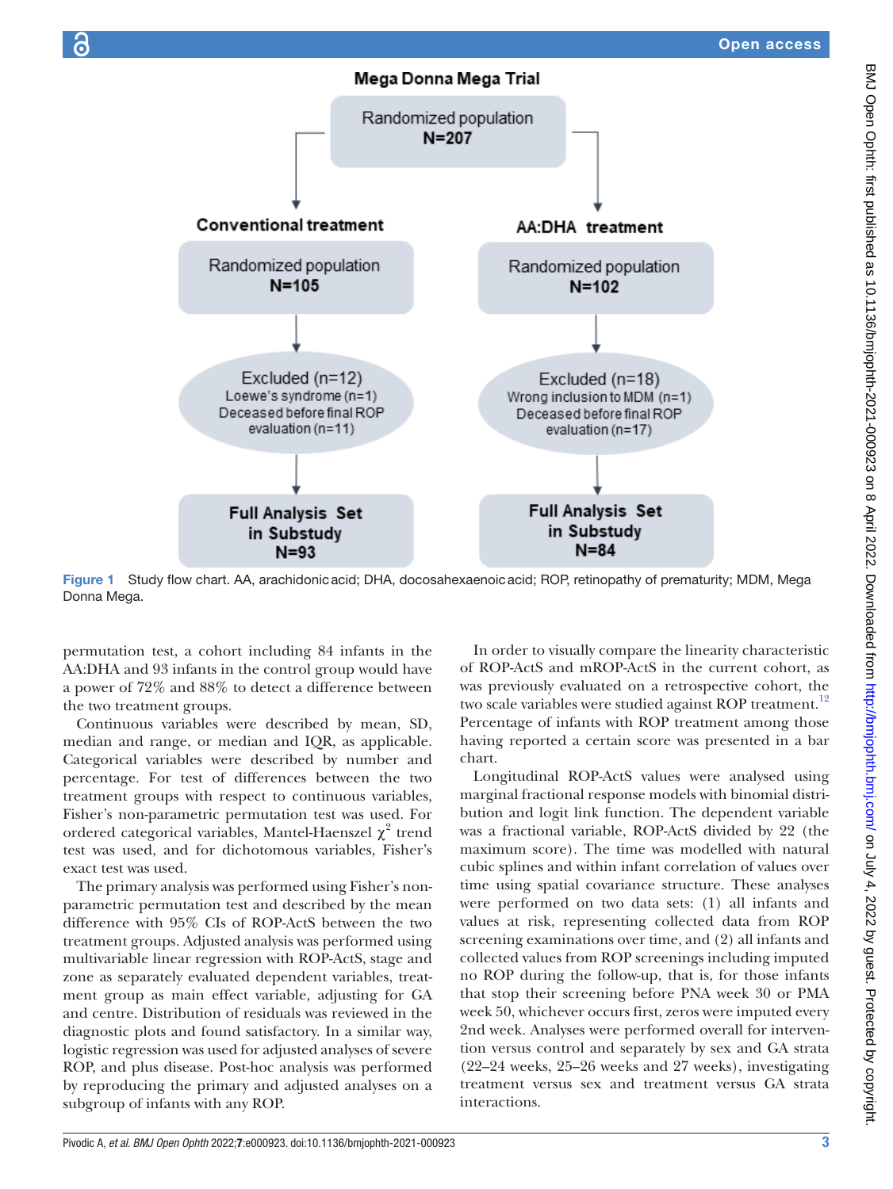Mega Donna Mega Trial

Randomized population
N=207

Conventional treatment

Randomized population
N=105

Excluded (n=12)
Loewe's syndrome (n=1)
Deceased before final ROP evaluation (n=11)

Full Analysis Set in Substudy
N=93

AA:DHA treatment

Randomized population
N=102

Excluded (n=18)
Wrong inclusion to MDM (n=1)
Deceased before final ROP evaluation (n=17)

Full Analysis Set in Substudy
N=84

Figure 1 Study flow chart. AA, arachidonic acid; DHA, docosahexaenoic acid; ROP, retinopathy of prematurity; MDM, Mega Donna Mega.

permutation test, a cohort including 84 infants in the AA:DHA and 93 infants in the control group would have a power of 72% and 88% to detect a difference between the two treatment groups.

Continuous variables were described by mean, SD, median and range, or median and IQR, as applicable. Categorical variables were described by number and percentage. For test of differences between the two treatment groups with respect to continuous variables, Fisher's non-parametric permutation test was used. For ordered categorical variables, Mantel-Haenszel $\chi^2$ trend test was used, and for dichotomous variables, Fisher's exact test was used.

The primary analysis was performed using Fisher's non-parametric permutation test and described by the mean difference with 95% CIs of ROP-ActS between the two treatment groups. Adjusted analysis was performed using multivariable linear regression with ROP-ActS, stage and zone as separately evaluated dependent variables, treatment group as main effect variable, adjusting for GA and centre. Distribution of residuals was reviewed in the diagnostic plots and found satisfactory. In a similar way, logistic regression was used for adjusted analyses of severe ROP, and plus disease. Post-hoc analysis was performed by reproducing the primary and adjusted analyses on a subgroup of infants with any ROP.

In order to visually compare the linearity characteristic of ROP-ActS and mROP-ActS in the current cohort, as was previously evaluated on a retrospective cohort, the two scale variables were studied against ROP treatment.[12] Percentage of infants with ROP treatment among those having reported a certain score was presented in a bar chart.

Longitudinal ROP-ActS values were analysed using marginal fractional response models with binomial distribution and logit link function. The dependent variable was a fractional variable, ROP-ActS divided by 22 (the maximum score). The time was modelled with natural cubic splines and within infant correlation of values over time using spatial covariance structure. These analyses were performed on two data sets: (1) all infants and values at risk, representing collected data from ROP screening examinations over time, and (2) all infants and collected values from ROP screenings including imputed no ROP during the follow-up, that is, for those infants that stop their screening before PNA week 30 or PMA week 50, whichever occurs first, zeros were imputed every 2nd week. Analyses were performed overall for intervention versus control and separately by sex and GA strata (22–24 weeks, 25–26 weeks and 27 weeks), investigating treatment versus sex and treatment versus GA strata interactions.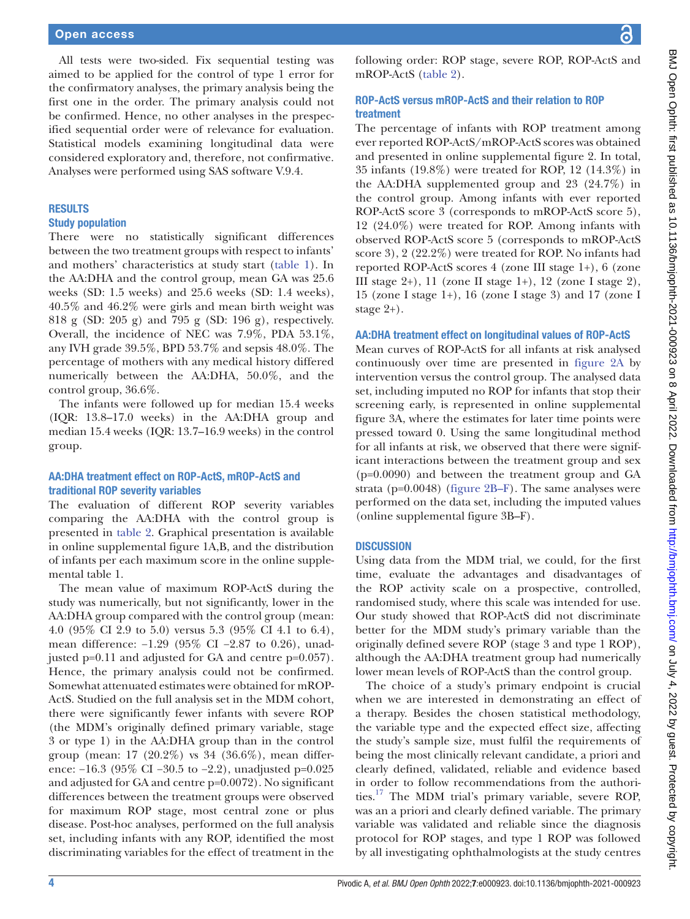All tests were two-sided. Fix sequential testing was aimed to be applied for the control of type 1 error for the confirmatory analyses, the primary analysis being the first one in the order. The primary analysis could not be confirmed. Hence, no other analyses in the prespecified sequential order were of relevance for evaluation. Statistical models examining longitudinal data were considered exploratory and, therefore, not confirmative. Analyses were performed using SAS software V.9.4.

## RESULTS

### Study population

There were no statistically significant differences between the two treatment groups with respect to infants' and mothers' characteristics at study start (table 1). In the AA:DHA and the control group, mean GA was 25.6 weeks (SD: 1.5 weeks) and 25.6 weeks (SD: 1.4 weeks), 40.5% and 46.2% were girls and mean birth weight was 818 g (SD: 205 g) and 795 g (SD: 196 g), respectively. Overall, the incidence of NEC was 7.9%, PDA 53.1%, any IVH grade 39.5%, BPD 53.7% and sepsis 48.0%. The percentage of mothers with any medical history differed numerically between the AA:DHA, 50.0%, and the control group, 36.6%.

The infants were followed up for median 15.4 weeks (IQR: 13.8–17.0 weeks) in the AA:DHA group and median 15.4 weeks (IQR: 13.7–16.9 weeks) in the control group.

### AA:DHA treatment effect on ROP-ActS, mROP-ActS and traditional ROP severity variables

The evaluation of different ROP severity variables comparing the AA:DHA with the control group is presented in table 2. Graphical presentation is available in online supplemental figure 1A,B, and the distribution of infants per each maximum score in the online supplemental table 1.

The mean value of maximum ROP-ActS during the study was numerically, but not significantly, lower in the AA:DHA group compared with the control group (mean: 4.0 (95% CI 2.9 to 5.0) versus 5.3 (95% CI 4.1 to 6.4), mean difference: −1.29 (95% CI −2.87 to 0.26), unadjusted p=0.11 and adjusted for GA and centre p=0.057). Hence, the primary analysis could not be confirmed. Somewhat attenuated estimates were obtained for mROP-ActS. Studied on the full analysis set in the MDM cohort, there were significantly fewer infants with severe ROP (the MDM's originally defined primary variable, stage 3 or type 1) in the AA:DHA group than in the control group (mean: 17 (20.2%) vs 34 (36.6%), mean difference: −16.3 (95% CI −30.5 to −2.2), unadjusted p=0.025 and adjusted for GA and centre p=0.0072). No significant differences between the treatment groups were observed for maximum ROP stage, most central zone or plus disease. Post-hoc analyses, performed on the full analysis set, including infants with any ROP, identified the most discriminating variables for the effect of treatment in the following order: ROP stage, severe ROP, ROP-ActS and mROP-ActS (table 2).

### ROP-ActS versus mROP-ActS and their relation to ROP treatment

The percentage of infants with ROP treatment among ever reported ROP-ActS/mROP-ActS scores was obtained and presented in online supplemental figure 2. In total, 35 infants (19.8%) were treated for ROP, 12 (14.3%) in the AA:DHA supplemented group and 23 (24.7%) in the control group. Among infants with ever reported ROP-ActS score 3 (corresponds to mROP-ActS score 5), 12 (24.0%) were treated for ROP. Among infants with observed ROP-ActS score 5 (corresponds to mROP-ActS score 3), 2 (22.2%) were treated for ROP. No infants had reported ROP-ActS scores 4 (zone III stage 1+), 6 (zone III stage 2+), 11 (zone II stage 1+), 12 (zone I stage 2), 15 (zone I stage 1+), 16 (zone I stage 3) and 17 (zone I stage 2+).

### AA:DHA treatment effect on longitudinal values of ROP-ActS

Mean curves of ROP-ActS for all infants at risk analysed continuously over time are presented in figure 2A by intervention versus the control group. The analysed data set, including imputed no ROP for infants that stop their screening early, is represented in online supplemental figure 3A, where the estimates for later time points were pressed toward 0. Using the same longitudinal method for all infants at risk, we observed that there were significant interactions between the treatment group and sex (p=0.0090) and between the treatment group and GA strata (p=0.0048) (figure 2B–F). The same analyses were performed on the data set, including the imputed values (online supplemental figure 3B–F).

## DISCUSSION

Using data from the MDM trial, we could, for the first time, evaluate the advantages and disadvantages of the ROP activity scale on a prospective, controlled, randomised study, where this scale was intended for use. Our study showed that ROP-ActS did not discriminate better for the MDM study's primary variable than the originally defined severe ROP (stage 3 and type 1 ROP), although the AA:DHA treatment group had numerically lower mean levels of ROP-ActS than the control group.

The choice of a study's primary endpoint is crucial when we are interested in demonstrating an effect of a therapy. Besides the chosen statistical methodology, the variable type and the expected effect size, affecting the study's sample size, must fulfil the requirements of being the most clinically relevant candidate, a priori and clearly defined, validated, reliable and evidence based in order to follow recommendations from the authorities.[17] The MDM trial's primary variable, severe ROP, was an a priori and clearly defined variable. The primary variable was validated and reliable since the diagnosis protocol for ROP stages, and type 1 ROP was followed by all investigating ophthalmologists at the study centres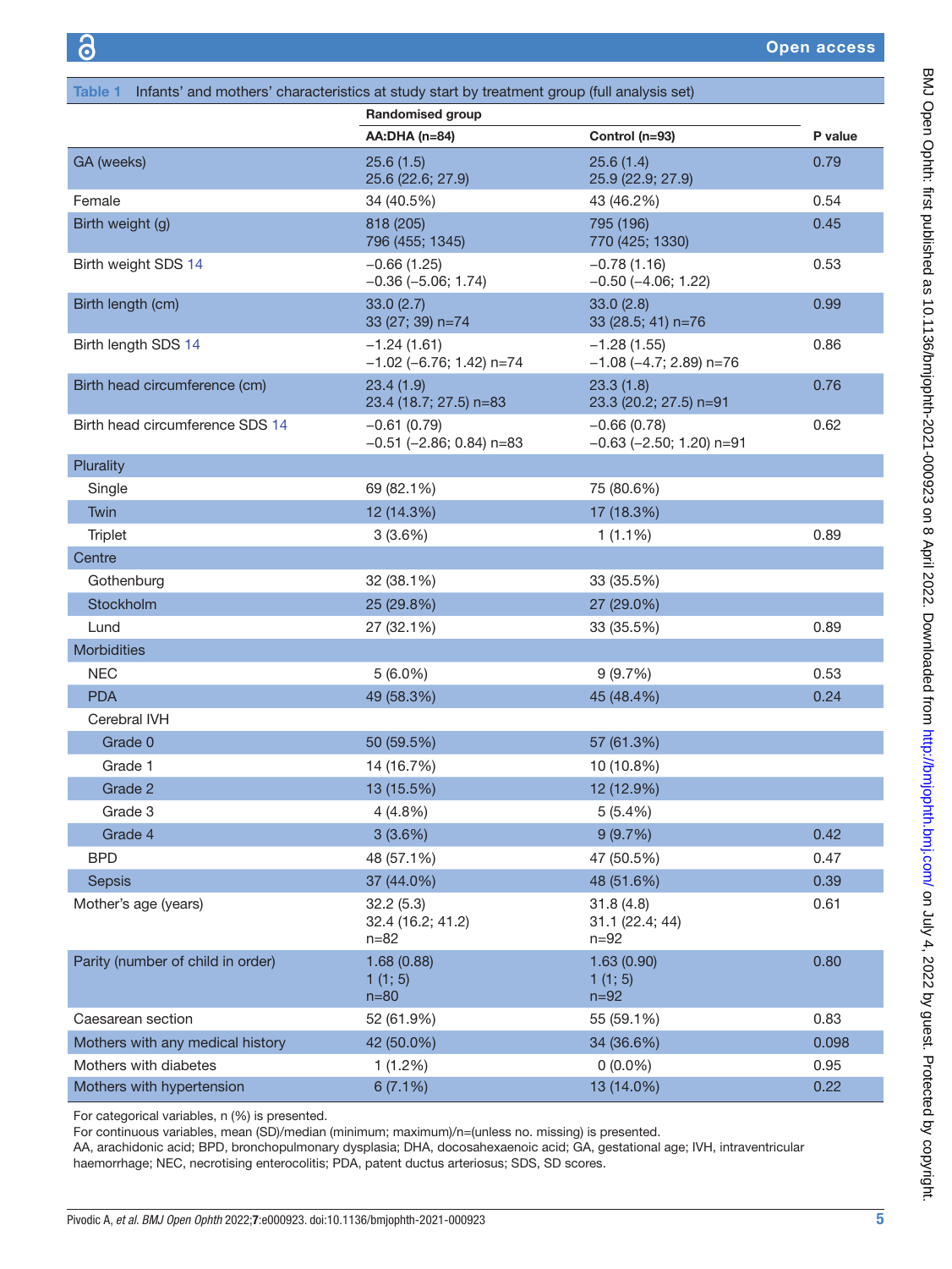**Table 1** Infants' and mothers' characteristics at study start by treatment group (full analysis set)

| | Randomised group | | |
|---|---|---|---|
| | AA:DHA (n=84) | Control (n=93) | P value |
| GA (weeks) | 25.6 (1.5)<br>25.6 (22.6; 27.9) | 25.6 (1.4)<br>25.9 (22.9; 27.9) | 0.79 |
| Female | 34 (40.5%) | 43 (46.2%) | 0.54 |
| Birth weight (g) | 818 (205)<br>796 (455; 1345) | 795 (196)<br>770 (425; 1330) | 0.45 |
| Birth weight SDS 14 | −0.66 (1.25)<br>−0.36 (−5.06; 1.74) | −0.78 (1.16)<br>−0.50 (−4.06; 1.22) | 0.53 |
| Birth length (cm) | 33.0 (2.7)<br>33 (27; 39) n=74 | 33.0 (2.8)<br>33 (28.5; 41) n=76 | 0.99 |
| Birth length SDS 14 | −1.24 (1.61)<br>−1.02 (−6.76; 1.42) n=74 | −1.28 (1.55)<br>−1.08 (−4.7; 2.89) n=76 | 0.86 |
| Birth head circumference (cm) | 23.4 (1.9)<br>23.4 (18.7; 27.5) n=83 | 23.3 (1.8)<br>23.3 (20.2; 27.5) n=91 | 0.76 |
| Birth head circumference SDS 14 | −0.61 (0.79)<br>−0.51 (−2.86; 0.84) n=83 | −0.66 (0.78)<br>−0.63 (−2.50; 1.20) n=91 | 0.62 |
| Plurality | | | |
| Single | 69 (82.1%) | 75 (80.6%) | |
| Twin | 12 (14.3%) | 17 (18.3%) | |
| Triplet | 3 (3.6%) | 1 (1.1%) | 0.89 |
| Centre | | | |
| Gothenburg | 32 (38.1%) | 33 (35.5%) | |
| Stockholm | 25 (29.8%) | 27 (29.0%) | |
| Lund | 27 (32.1%) | 33 (35.5%) | 0.89 |
| Morbidities | | | |
| NEC | 5 (6.0%) | 9 (9.7%) | 0.53 |
| PDA | 49 (58.3%) | 45 (48.4%) | 0.24 |
| Cerebral IVH | | | |
| Grade 0 | 50 (59.5%) | 57 (61.3%) | |
| Grade 1 | 14 (16.7%) | 10 (10.8%) | |
| Grade 2 | 13 (15.5%) | 12 (12.9%) | |
| Grade 3 | 4 (4.8%) | 5 (5.4%) | |
| Grade 4 | 3 (3.6%) | 9 (9.7%) | 0.42 |
| BPD | 48 (57.1%) | 47 (50.5%) | 0.47 |
| Sepsis | 37 (44.0%) | 48 (51.6%) | 0.39 |
| Mother's age (years) | 32.2 (5.3)<br>32.4 (16.2; 41.2)<br>n=82 | 31.8 (4.8)<br>31.1 (22.4; 44)<br>n=92 | 0.61 |
| Parity (number of child in order) | 1.68 (0.88)<br>1 (1; 5)<br>n=80 | 1.63 (0.90)<br>1 (1; 5)<br>n=92 | 0.80 |
| Caesarean section | 52 (61.9%) | 55 (59.1%) | 0.83 |
| Mothers with any medical history | 42 (50.0%) | 34 (36.6%) | 0.098 |
| Mothers with diabetes | 1 (1.2%) | 0 (0.0%) | 0.95 |
| Mothers with hypertension | 6 (7.1%) | 13 (14.0%) | 0.22 |

For categorical variables, n (%) is presented.
For continuous variables, mean (SD)/median (minimum; maximum)/n=(unless no. missing) is presented.
AA, arachidonic acid; BPD, bronchopulmonary dysplasia; DHA, docosahexaenoic acid; GA, gestational age; IVH, intraventricular haemorrhage; NEC, necrotising enterocolitis; PDA, patent ductus arteriosus; SDS, SD scores.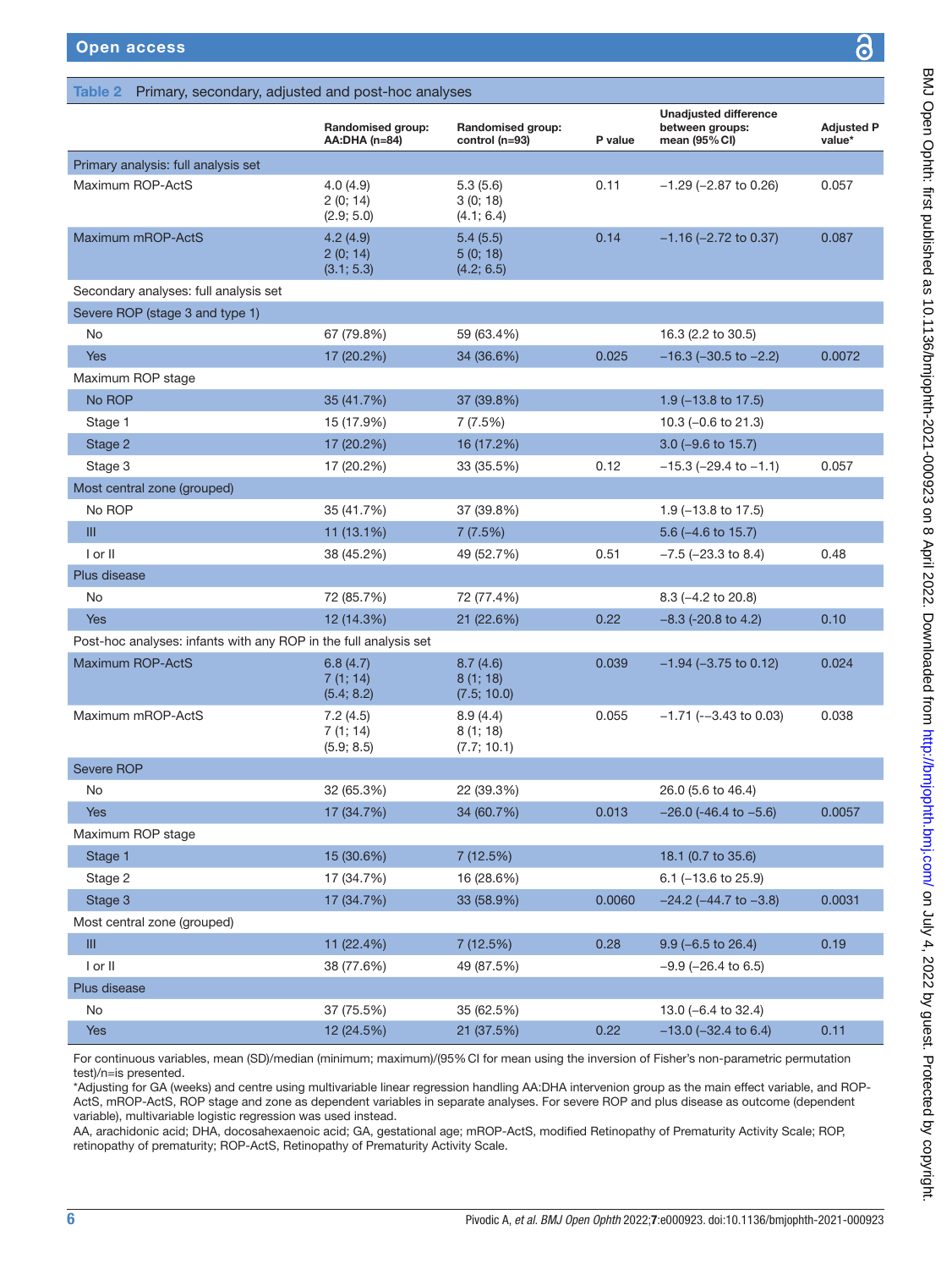**Table 2** Primary, secondary, adjusted and post-hoc analyses

| | Randomised group: AA:DHA (n=84) | Randomised group: control (n=93) | P value | Unadjusted difference between groups: mean (95% CI) | Adjusted P value* |
|---|---|---|---|---|---|
| **Primary analysis: full analysis set** | | | | | |
| Maximum ROP-ActS | 4.0 (4.9)<br>2 (0; 14)<br>(2.9; 5.0) | 5.3 (5.6)<br>3 (0; 18)<br>(4.1; 6.4) | 0.11 | −1.29 (−2.87 to 0.26) | 0.057 |
| Maximum mROP-ActS | 4.2 (4.9)<br>2 (0; 14)<br>(3.1; 5.3) | 5.4 (5.5)<br>5 (0; 18)<br>(4.2; 6.5) | 0.14 | −1.16 (−2.72 to 0.37) | 0.087 |
| **Secondary analyses: full analysis set** | | | | | |
| Severe ROP (stage 3 and type 1) | | | | | |
| No | 67 (79.8%) | 59 (63.4%) | | 16.3 (2.2 to 30.5) | |
| Yes | 17 (20.2%) | 34 (36.6%) | 0.025 | −16.3 (−30.5 to −2.2) | 0.0072 |
| Maximum ROP stage | | | | | |
| No ROP | 35 (41.7%) | 37 (39.8%) | | 1.9 (−13.8 to 17.5) | |
| Stage 1 | 15 (17.9%) | 7 (7.5%) | | 10.3 (−0.6 to 21.3) | |
| Stage 2 | 17 (20.2%) | 16 (17.2%) | | 3.0 (−9.6 to 15.7) | |
| Stage 3 | 17 (20.2%) | 33 (35.5%) | 0.12 | −15.3 (−29.4 to −1.1) | 0.057 |
| Most central zone (grouped) | | | | | |
| No ROP | 35 (41.7%) | 37 (39.8%) | | 1.9 (−13.8 to 17.5) | |
| III | 11 (13.1%) | 7 (7.5%) | | 5.6 (−4.6 to 15.7) | |
| I or II | 38 (45.2%) | 49 (52.7%) | 0.51 | −7.5 (−23.3 to 8.4) | 0.48 |
| Plus disease | | | | | |
| No | 72 (85.7%) | 72 (77.4%) | | 8.3 (−4.2 to 20.8) | |
| Yes | 12 (14.3%) | 21 (22.6%) | 0.22 | −8.3 (-20.8 to 4.2) | 0.10 |
| **Post-hoc analyses: infants with any ROP in the full analysis set** | | | | | |
| Maximum ROP-ActS | 6.8 (4.7)<br>7 (1; 14)<br>(5.4; 8.2) | 8.7 (4.6)<br>8 (1; 18)<br>(7.5; 10.0) | 0.039 | −1.94 (−3.75 to 0.12) | 0.024 |
| Maximum mROP-ActS | 7.2 (4.5)<br>7 (1; 14)<br>(5.9; 8.5) | 8.9 (4.4)<br>8 (1; 18)<br>(7.7; 10.1) | 0.055 | −1.71 (−-3.43 to 0.03) | 0.038 |
| Severe ROP | | | | | |
| No | 32 (65.3%) | 22 (39.3%) | | 26.0 (5.6 to 46.4) | |
| Yes | 17 (34.7%) | 34 (60.7%) | 0.013 | −26.0 (−46.4 to −5.6) | 0.0057 |
| Maximum ROP stage | | | | | |
| Stage 1 | 15 (30.6%) | 7 (12.5%) | | 18.1 (0.7 to 35.6) | |
| Stage 2 | 17 (34.7%) | 16 (28.6%) | | 6.1 (−13.6 to 25.9) | |
| Stage 3 | 17 (34.7%) | 33 (58.9%) | 0.0060 | −24.2 (−44.7 to −3.8) | 0.0031 |
| Most central zone (grouped) | | | | | |
| III | 11 (22.4%) | 7 (12.5%) | 0.28 | 9.9 (−6.5 to 26.4) | 0.19 |
| I or II | 38 (77.6%) | 49 (87.5%) | | −9.9 (−26.4 to 6.5) | |
| Plus disease | | | | | |
| No | 37 (75.5%) | 35 (62.5%) | | 13.0 (−6.4 to 32.4) | |
| Yes | 12 (24.5%) | 21 (37.5%) | 0.22 | −13.0 (−32.4 to 6.4) | 0.11 |

For continuous variables, mean (SD)/median (minimum; maximum)/(95% CI for mean using the inversion of Fisher's non-parametric permutation test)/n=is presented.

*Adjusting for GA (weeks) and centre using multivariable linear regression handling AA:DHA intervenion group as the main effect variable, and ROP-ActS, mROP-ActS, ROP stage and zone as dependent variables in separate analyses. For severe ROP and plus disease as outcome (dependent variable), multivariable logistic regression was used instead.

AA, arachidonic acid; DHA, docosahexaenoic acid; GA, gestational age; mROP-ActS, modified Retinopathy of Prematurity Activity Scale; ROP, retinopathy of prematurity; ROP-ActS, Retinopathy of Prematurity Activity Scale.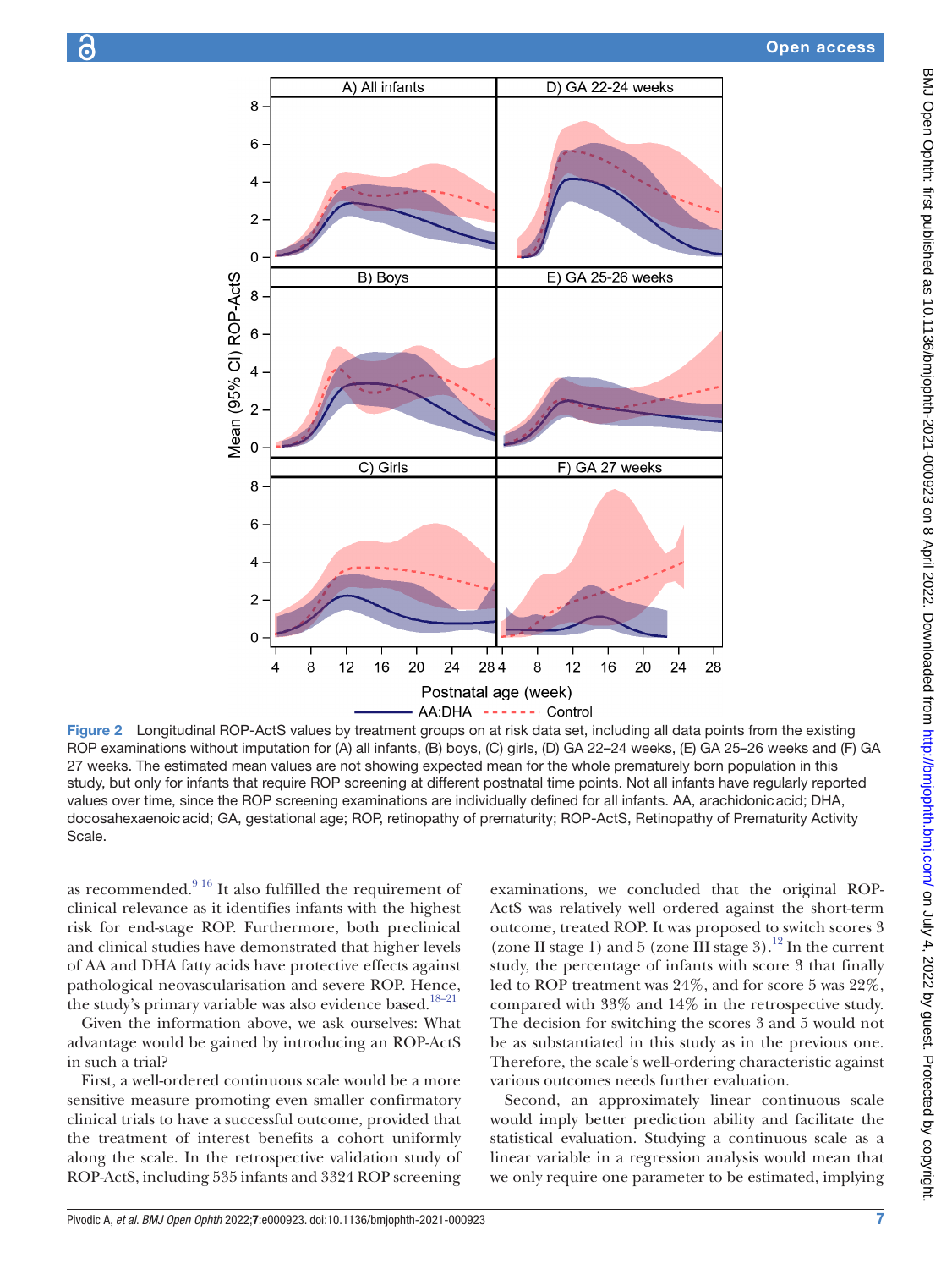A) All infants
D) GA 22-24 weeks
B) Boys
E) GA 25-26 weeks
C) Girls
F) GA 27 weeks

Mean (95% CI) ROP-ActS

0 2 4 6 8

4 8 12 16 20 24 28

Postnatal age (week)

AA:DHA
Control

Figure 2 Longitudinal ROP-ActS values by treatment groups on at risk data set, including all data points from the existing ROP examinations without imputation for (A) all infants, (B) boys, (C) girls, (D) GA 22–24 weeks, (E) GA 25–26 weeks and (F) GA 27 weeks. The estimated mean values are not showing expected mean for the whole prematurely born population in this study, but only for infants that require ROP screening at different postnatal time points. Not all infants have regularly reported values over time, since the ROP screening examinations are individually defined for all infants. AA, arachidonic acid; DHA, docosahexaenoic acid; GA, gestational age; ROP, retinopathy of prematurity; ROP-ActS, Retinopathy of Prematurity Activity Scale.

as recommended.[9 16] It also fulfilled the requirement of clinical relevance as it identifies infants with the highest risk for end-stage ROP. Furthermore, both preclinical and clinical studies have demonstrated that higher levels of AA and DHA fatty acids have protective effects against pathological neovascularisation and severe ROP. Hence, the study's primary variable was also evidence based.[18–21]

Given the information above, we ask ourselves: What advantage would be gained by introducing an ROP-ActS in such a trial?

First, a well-ordered continuous scale would be a more sensitive measure promoting even smaller confirmatory clinical trials to have a successful outcome, provided that the treatment of interest benefits a cohort uniformly along the scale. In the retrospective validation study of ROP-ActS, including 535 infants and 3324 ROP screening examinations, we concluded that the original ROP-ActS was relatively well ordered against the short-term outcome, treated ROP. It was proposed to switch scores 3 (zone II stage 1) and 5 (zone III stage 3).[12] In the current study, the percentage of infants with score 3 that finally led to ROP treatment was 24%, and for score 5 was 22%, compared with 33% and 14% in the retrospective study. The decision for switching the scores 3 and 5 would not be as substantiated in this study as in the previous one. Therefore, the scale's well-ordering characteristic against various outcomes needs further evaluation.

Second, an approximately linear continuous scale would imply better prediction ability and facilitate the statistical evaluation. Studying a continuous scale as a linear variable in a regression analysis would mean that we only require one parameter to be estimated, implying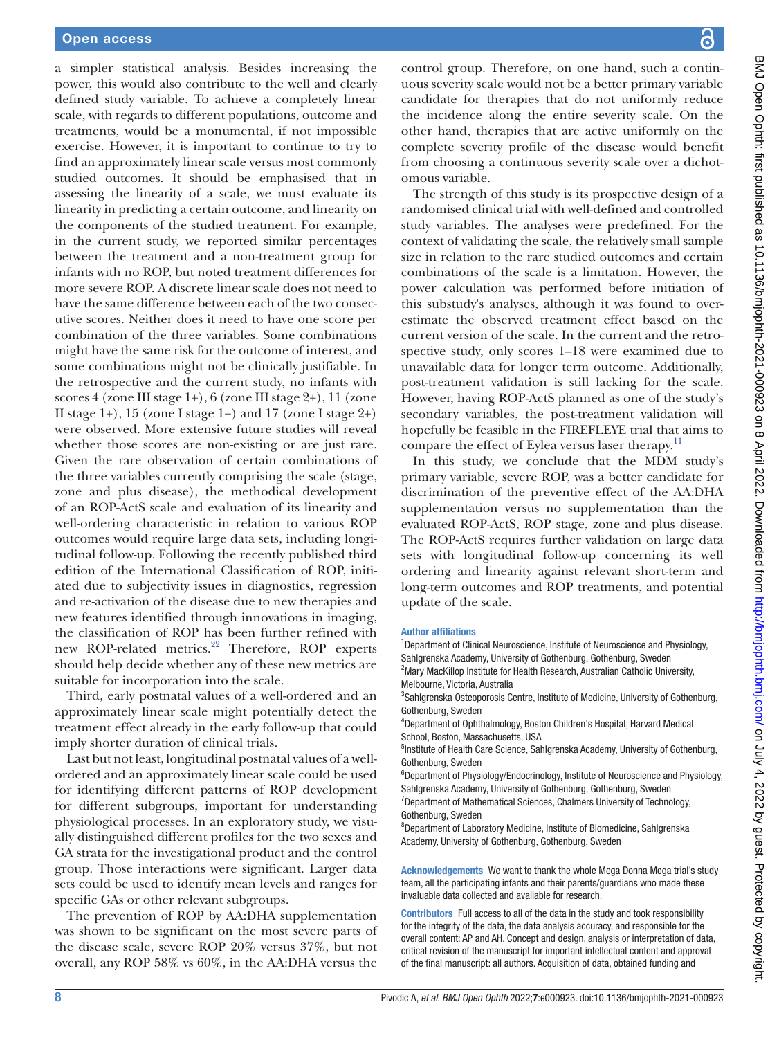a simpler statistical analysis. Besides increasing the power, this would also contribute to the well and clearly defined study variable. To achieve a completely linear scale, with regards to different populations, outcome and treatments, would be a monumental, if not impossible exercise. However, it is important to continue to try to find an approximately linear scale versus most commonly studied outcomes. It should be emphasised that in assessing the linearity of a scale, we must evaluate its linearity in predicting a certain outcome, and linearity on the components of the studied treatment. For example, in the current study, we reported similar percentages between the treatment and a non-treatment group for infants with no ROP, but noted treatment differences for more severe ROP. A discrete linear scale does not need to have the same difference between each of the two consecutive scores. Neither does it need to have one score per combination of the three variables. Some combinations might have the same risk for the outcome of interest, and some combinations might not be clinically justifiable. In the retrospective and the current study, no infants with scores 4 (zone III stage 1+), 6 (zone III stage 2+), 11 (zone II stage 1+), 15 (zone I stage 1+) and 17 (zone I stage 2+) were observed. More extensive future studies will reveal whether those scores are non-existing or are just rare. Given the rare observation of certain combinations of the three variables currently comprising the scale (stage, zone and plus disease), the methodical development of an ROP-ActS scale and evaluation of its linearity and well-ordering characteristic in relation to various ROP outcomes would require large data sets, including longitudinal follow-up. Following the recently published third edition of the International Classification of ROP, initiated due to subjectivity issues in diagnostics, regression and re-activation of the disease due to new therapies and new features identified through innovations in imaging, the classification of ROP has been further refined with new ROP-related metrics.[22] Therefore, ROP experts should help decide whether any of these new metrics are suitable for incorporation into the scale.

Third, early postnatal values of a well-ordered and an approximately linear scale might potentially detect the treatment effect already in the early follow-up that could imply shorter duration of clinical trials.

Last but not least, longitudinal postnatal values of a well-ordered and an approximately linear scale could be used for identifying different patterns of ROP development for different subgroups, important for understanding physiological processes. In an exploratory study, we visually distinguished different profiles for the two sexes and GA strata for the investigational product and the control group. Those interactions were significant. Larger data sets could be used to identify mean levels and ranges for specific GAs or other relevant subgroups.

The prevention of ROP by AA:DHA supplementation was shown to be significant on the most severe parts of the disease scale, severe ROP 20% versus 37%, but not overall, any ROP 58% vs 60%, in the AA:DHA versus the control group. Therefore, on one hand, such a continuous severity scale would not be a better primary variable candidate for therapies that do not uniformly reduce the incidence along the entire severity scale. On the other hand, therapies that are active uniformly on the complete severity profile of the disease would benefit from choosing a continuous severity scale over a dichotomous variable.

The strength of this study is its prospective design of a randomised clinical trial with well-defined and controlled study variables. The analyses were predefined. For the context of validating the scale, the relatively small sample size in relation to the rare studied outcomes and certain combinations of the scale is a limitation. However, the power calculation was performed before initiation of this substudy's analyses, although it was found to overestimate the observed treatment effect based on the current version of the scale. In the current and the retrospective study, only scores 1–18 were examined due to unavailable data for longer term outcome. Additionally, post-treatment validation is still lacking for the scale. However, having ROP-ActS planned as one of the study's secondary variables, the post-treatment validation will hopefully be feasible in the FIREFLEYE trial that aims to compare the effect of Eylea versus laser therapy.[11]

In this study, we conclude that the MDM study's primary variable, severe ROP, was a better candidate for discrimination of the preventive effect of the AA:DHA supplementation versus no supplementation than the evaluated ROP-ActS, ROP stage, zone and plus disease. The ROP-ActS requires further validation on large data sets with longitudinal follow-up concerning its well ordering and linearity against relevant short-term and long-term outcomes and ROP treatments, and potential update of the scale.

**Author affiliations**

[1]Department of Clinical Neuroscience, Institute of Neuroscience and Physiology, Sahlgrenska Academy, University of Gothenburg, Gothenburg, Sweden
[2]Mary MacKillop Institute for Health Research, Australian Catholic University, Melbourne, Victoria, Australia
[3]Sahlgrenska Osteoporosis Centre, Institute of Medicine, University of Gothenburg, Gothenburg, Sweden
[4]Department of Ophthalmology, Boston Children's Hospital, Harvard Medical School, Boston, Massachusetts, USA
[5]Institute of Health Care Science, Sahlgrenska Academy, University of Gothenburg, Gothenburg, Sweden
[6]Department of Physiology/Endocrinology, Institute of Neuroscience and Physiology, Sahlgrenska Academy, University of Gothenburg, Gothenburg, Sweden
[7]Department of Mathematical Sciences, Chalmers University of Technology, Gothenburg, Sweden
[8]Department of Laboratory Medicine, Institute of Biomedicine, Sahlgrenska Academy, University of Gothenburg, Gothenburg, Sweden

**Acknowledgements** We want to thank the whole Mega Donna Mega trial's study team, all the participating infants and their parents/guardians who made these invaluable data collected and available for research.

**Contributors** Full access to all of the data in the study and took responsibility for the integrity of the data, the data analysis accuracy, and responsible for the overall content: AP and AH. Concept and design, analysis or interpretation of data, critical revision of the manuscript for important intellectual content and approval of the final manuscript: all authors. Acquisition of data, obtained funding and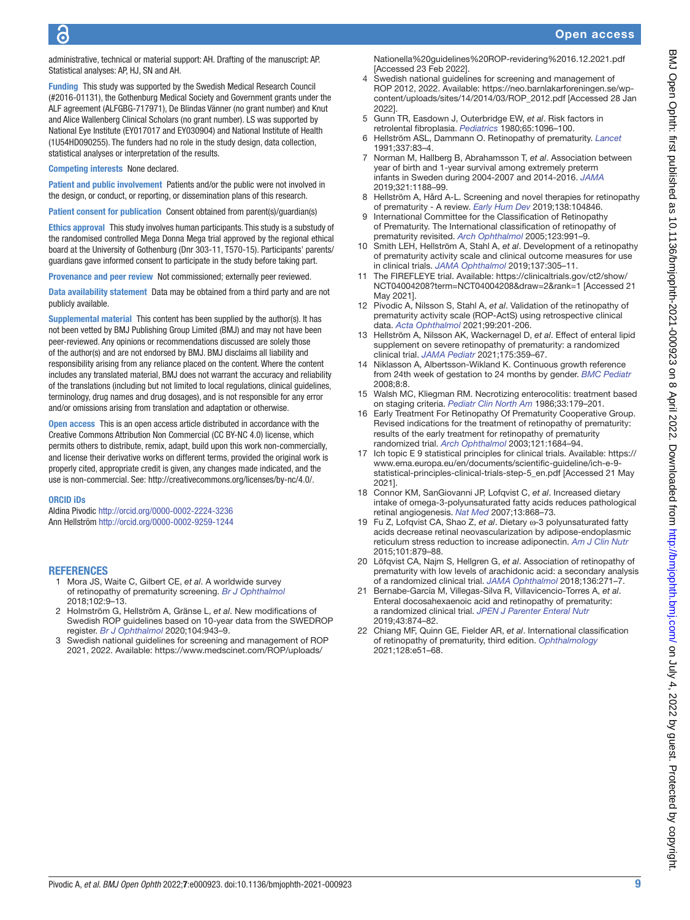administrative, technical or material support: AH. Drafting of the manuscript: AP. Statistical analyses: AP, HJ, SN and AH.

**Funding** This study was supported by the Swedish Medical Research Council (#2016-01131), the Gothenburg Medical Society and Government grants under the ALF agreement (ALFGBG-717971), De Blindas Vänner (no grant number) and Knut and Alice Wallenberg Clinical Scholars (no grant number). LS was supported by National Eye Institute (EY017017 and EY030904) and National Institute of Health (1U54HD090255). The funders had no role in the study design, data collection, statistical analyses or interpretation of the results.

**Competing interests** None declared.

**Patient and public involvement** Patients and/or the public were not involved in the design, or conduct, or reporting, or dissemination plans of this research.

**Patient consent for publication** Consent obtained from parent(s)/guardian(s)

**Ethics approval** This study involves human participants. This study is a substudy of the randomised controlled Mega Donna Mega trial approved by the regional ethical board at the University of Gothenburg (Dnr 303-11, T570-15). Participants' parents/guardians gave informed consent to participate in the study before taking part.

**Provenance and peer review** Not commissioned; externally peer reviewed.

**Data availability statement** Data may be obtained from a third party and are not publicly available.

**Supplemental material** This content has been supplied by the author(s). It has not been vetted by BMJ Publishing Group Limited (BMJ) and may not have been peer-reviewed. Any opinions or recommendations discussed are solely those of the author(s) and are not endorsed by BMJ. BMJ disclaims all liability and responsibility arising from any reliance placed on the content. Where the content includes any translated material, BMJ does not warrant the accuracy and reliability of the translations (including but not limited to local regulations, clinical guidelines, terminology, drug names and drug dosages), and is not responsible for any error and/or omissions arising from translation and adaptation or otherwise.

**Open access** This is an open access article distributed in accordance with the Creative Commons Attribution Non Commercial (CC BY-NC 4.0) license, which permits others to distribute, remix, adapt, build upon this work non-commercially, and license their derivative works on different terms, provided the original work is properly cited, appropriate credit is given, any changes made indicated, and the use is non-commercial. See: http://creativecommons.org/licenses/by-nc/4.0/.

**ORCID iDs**

Aldina Pivodic http://orcid.org/0000-0002-2224-3236
Ann Hellström http://orcid.org/0000-0002-9259-1244

## REFERENCES

1. Mora JS, Waite C, Gilbert CE, *et al*. A worldwide survey of retinopathy of prematurity screening. *Br J Ophthalmol* 2018;102:9–13.
2. Holmström G, Hellström A, Gränse L, *et al*. New modifications of Swedish ROP guidelines based on 10-year data from the SWEDROP register. *Br J Ophthalmol* 2020;104:943–9.
3. Swedish national guidelines for screening and management of ROP 2021, 2022. Available: https://www.medscinet.com/ROP/uploads/Nationella%20guidelines%20ROP-revidering%2016.12.2021.pdf [Accessed 23 Feb 2022].
4. Swedish national guidelines for screening and management of ROP 2012, 2022. Available: https://neo.barnlakarforeningen.se/wp-content/uploads/sites/14/2014/03/ROP_2012.pdf [Accessed 28 Jan 2022].
5. Gunn TR, Easdown J, Outerbridge EW, *et al*. Risk factors in retrolental fibroplasia. *Pediatrics* 1980;65:1096–100.
6. Hellström ASL, Dammann O. Retinopathy of prematurity. *Lancet* 1991;337:83–4.
7. Norman M, Hallberg B, Abrahamsson T, *et al*. Association between year of birth and 1-year survival among extremely preterm infants in Sweden during 2004-2007 and 2014-2016. *JAMA* 2019;321:1188–99.
8. Hellström A, Hård A-L. Screening and novel therapies for retinopathy of prematurity - A review. *Early Hum Dev* 2019;138:104846.
9. International Committee for the Classification of Retinopathy of Prematurity. The International classification of retinopathy of prematurity revisited. *Arch Ophthalmol* 2005;123:991–9.
10. Smith LEH, Hellström A, Stahl A, *et al*. Development of a retinopathy of prematurity activity scale and clinical outcome measures for use in clinical trials. *JAMA Ophthalmol* 2019;137:305–11.
11. The FIREFLEYE trial. Available: https://clinicaltrials.gov/ct2/show/NCT04004208?term=NCT04004208&draw=2&rank=1 [Accessed 21 May 2021].
12. Pivodic A, Nilsson S, Stahl A, *et al*. Validation of the retinopathy of prematurity activity scale (ROP-ActS) using retrospective clinical data. *Acta Ophthalmol* 2021;99:201-206.
13. Hellström A, Nilsson AK, Wackernagel D, *et al*. Effect of enteral lipid supplement on severe retinopathy of prematurity: a randomized clinical trial. *JAMA Pediatr* 2021;175:359–67.
14. Niklasson A, Albertsson-Wikland K. Continuous growth reference from 24th week of gestation to 24 months by gender. *BMC Pediatr* 2008;8:8.
15. Walsh MC, Kliegman RM. Necrotizing enterocolitis: treatment based on staging criteria. *Pediatr Clin North Am* 1986;33:179–201.
16. Early Treatment For Retinopathy Of Prematurity Cooperative Group. Revised indications for the treatment of retinopathy of prematurity: results of the early treatment for retinopathy of prematurity randomized trial. *Arch Ophthalmol* 2003;121:1684–94.
17. Ich topic E 9 statistical principles for clinical trials. Available: https://www.ema.europa.eu/en/documents/scientific-guideline/ich-e-9-statistical-principles-clinical-trials-step-5_en.pdf [Accessed 21 May 2021].
18. Connor KM, SanGiovanni JP, Lofqvist C, *et al*. Increased dietary intake of omega-3-polyunsaturated fatty acids reduces pathological retinal angiogenesis. *Nat Med* 2007;13:868–73.
19. Fu Z, Lofqvist CA, Shao Z, *et al*. Dietary ω-3 polyunsaturated fatty acids decrease retinal neovascularization by adipose-endoplasmic reticulum stress reduction to increase adiponectin. *Am J Clin Nutr* 2015;101:879–88.
20. Löfqvist CA, Najm S, Hellgren G, *et al*. Association of retinopathy of prematurity with low levels of arachidonic acid: a secondary analysis of a randomized clinical trial. *JAMA Ophthalmol* 2018;136:271–7.
21. Bernabe-García M, Villegas-Silva R, Villavicencio-Torres A, *et al*. Enteral docosahexaenoic acid and retinopathy of prematurity: a randomized clinical trial. *JPEN J Parenter Enteral Nutr* 2019;43:874–82.
22. Chiang MF, Quinn GE, Fielder AR, *et al*. International classification of retinopathy of prematurity, third edition. *Ophthalmology* 2021;128:e51–68.